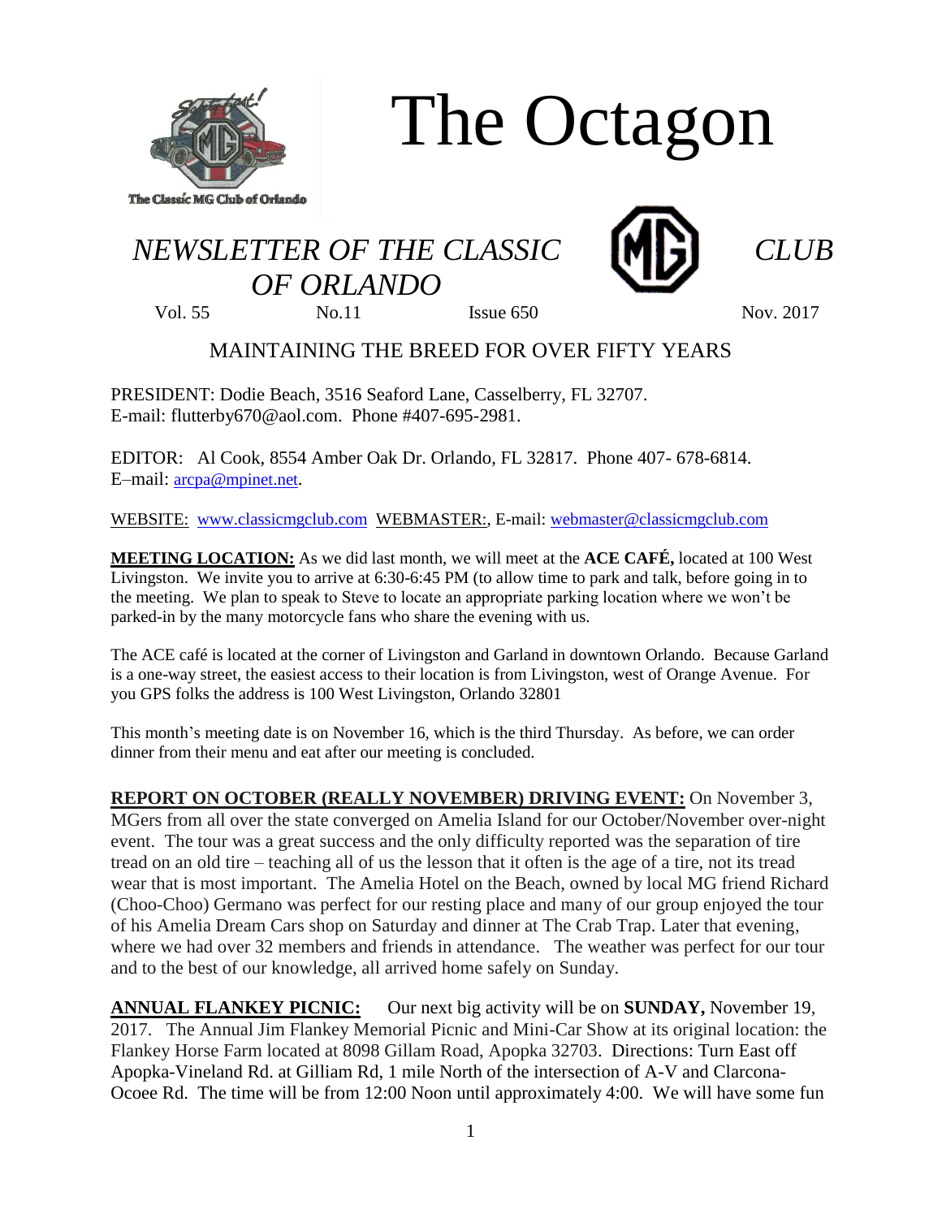# The Octagon

The Classic MG Club of Orlando

## *NEWSLETTER OF THE CLASSIC MG CLUB OF ORLANDO*

Vol. 55 No.11 Issue 650 Nov. 2017

### MAINTAINING THE BREED FOR OVER FIFTY YEARS

PRESIDENT: Dodie Beach, 3516 Seaford Lane, Casselberry, FL 32707.
E-mail: flutterby670@aol.com. Phone #407-695-2981.

EDITOR: Al Cook, 8554 Amber Oak Dr. Orlando, FL 32817. Phone 407- 678-6814.
E–mail: arcpa@mpinet.net.

WEBSITE: www.classicmgclub.com WEBMASTER:, E-mail: webmaster@classicmgclub.com

**MEETING LOCATION:** As we did last month, we will meet at the **ACE CAFÉ,** located at 100 West Livingston. We invite you to arrive at 6:30-6:45 PM (to allow time to park and talk, before going in to the meeting. We plan to speak to Steve to locate an appropriate parking location where we won't be parked-in by the many motorcycle fans who share the evening with us.

The ACE café is located at the corner of Livingston and Garland in downtown Orlando. Because Garland is a one-way street, the easiest access to their location is from Livingston, west of Orange Avenue. For you GPS folks the address is 100 West Livingston, Orlando 32801

This month's meeting date is on November 16, which is the third Thursday. As before, we can order dinner from their menu and eat after our meeting is concluded.

**REPORT ON OCTOBER (REALLY NOVEMBER) DRIVING EVENT:** On November 3, MGers from all over the state converged on Amelia Island for our October/November over-night event. The tour was a great success and the only difficulty reported was the separation of tire tread on an old tire – teaching all of us the lesson that it often is the age of a tire, not its tread wear that is most important. The Amelia Hotel on the Beach, owned by local MG friend Richard (Choo-Choo) Germano was perfect for our resting place and many of our group enjoyed the tour of his Amelia Dream Cars shop on Saturday and dinner at The Crab Trap. Later that evening, where we had over 32 members and friends in attendance. The weather was perfect for our tour and to the best of our knowledge, all arrived home safely on Sunday.

**ANNUAL FLANKEY PICNIC:** Our next big activity will be on **SUNDAY,** November 19, 2017. The Annual Jim Flankey Memorial Picnic and Mini-Car Show at its original location: the Flankey Horse Farm located at 8098 Gillam Road, Apopka 32703. Directions: Turn East off Apopka-Vineland Rd. at Gilliam Rd, 1 mile North of the intersection of A-V and Clarcona-Ocoee Rd. The time will be from 12:00 Noon until approximately 4:00. We will have some fun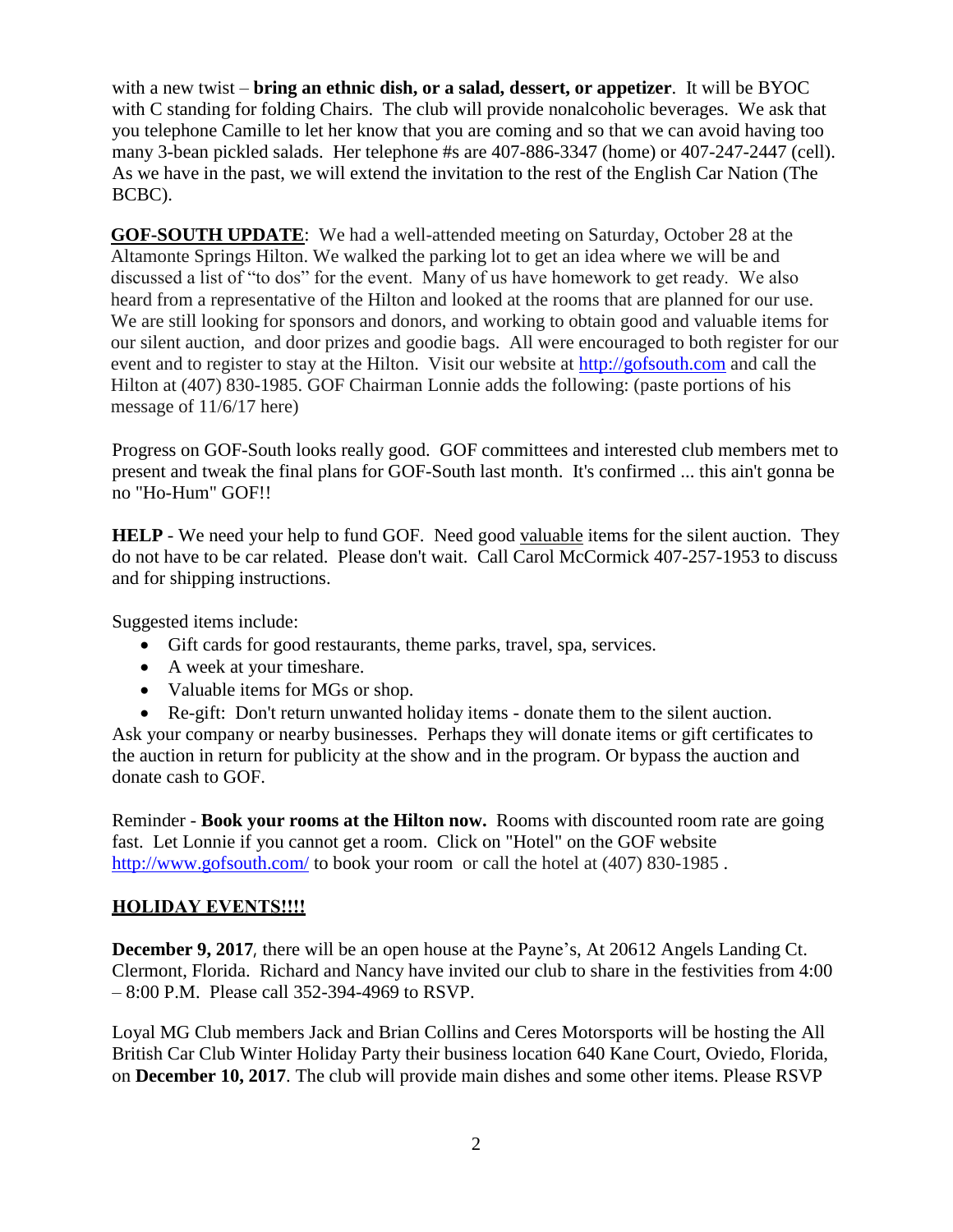with a new twist – **bring an ethnic dish, or a salad, dessert, or appetizer**. It will be BYOC with C standing for folding Chairs. The club will provide nonalcoholic beverages. We ask that you telephone Camille to let her know that you are coming and so that we can avoid having too many 3-bean pickled salads. Her telephone #s are 407-886-3347 (home) or 407-247-2447 (cell). As we have in the past, we will extend the invitation to the rest of the English Car Nation (The BCBC).

**GOF-SOUTH UPDATE**: We had a well-attended meeting on Saturday, October 28 at the Altamonte Springs Hilton. We walked the parking lot to get an idea where we will be and discussed a list of "to dos" for the event. Many of us have homework to get ready. We also heard from a representative of the Hilton and looked at the rooms that are planned for our use. We are still looking for sponsors and donors, and working to obtain good and valuable items for our silent auction, and door prizes and goodie bags. All were encouraged to both register for our event and to register to stay at the Hilton. Visit our website at http://gofsouth.com and call the Hilton at (407) 830-1985. GOF Chairman Lonnie adds the following: (paste portions of his message of 11/6/17 here)

Progress on GOF-South looks really good. GOF committees and interested club members met to present and tweak the final plans for GOF-South last month. It's confirmed ... this ain't gonna be no "Ho-Hum" GOF!!

**HELP** - We need your help to fund GOF. Need good valuable items for the silent auction. They do not have to be car related. Please don't wait. Call Carol McCormick 407-257-1953 to discuss and for shipping instructions.

Suggested items include:

- Gift cards for good restaurants, theme parks, travel, spa, services.
- A week at your timeshare.
- Valuable items for MGs or shop.
- Re-gift: Don't return unwanted holiday items - donate them to the silent auction.

Ask your company or nearby businesses. Perhaps they will donate items or gift certificates to the auction in return for publicity at the show and in the program. Or bypass the auction and donate cash to GOF.

Reminder - **Book your rooms at the Hilton now.** Rooms with discounted room rate are going fast. Let Lonnie if you cannot get a room. Click on "Hotel" on the GOF website http://www.gofsouth.com/ to book your room or call the hotel at (407) 830-1985 .

## HOLIDAY EVENTS!!!!

**December 9, 2017**, there will be an open house at the Payne's, At 20612 Angels Landing Ct. Clermont, Florida. Richard and Nancy have invited our club to share in the festivities from 4:00 – 8:00 P.M. Please call 352-394-4969 to RSVP.

Loyal MG Club members Jack and Brian Collins and Ceres Motorsports will be hosting the All British Car Club Winter Holiday Party their business location 640 Kane Court, Oviedo, Florida, on **December 10, 2017**. The club will provide main dishes and some other items. Please RSVP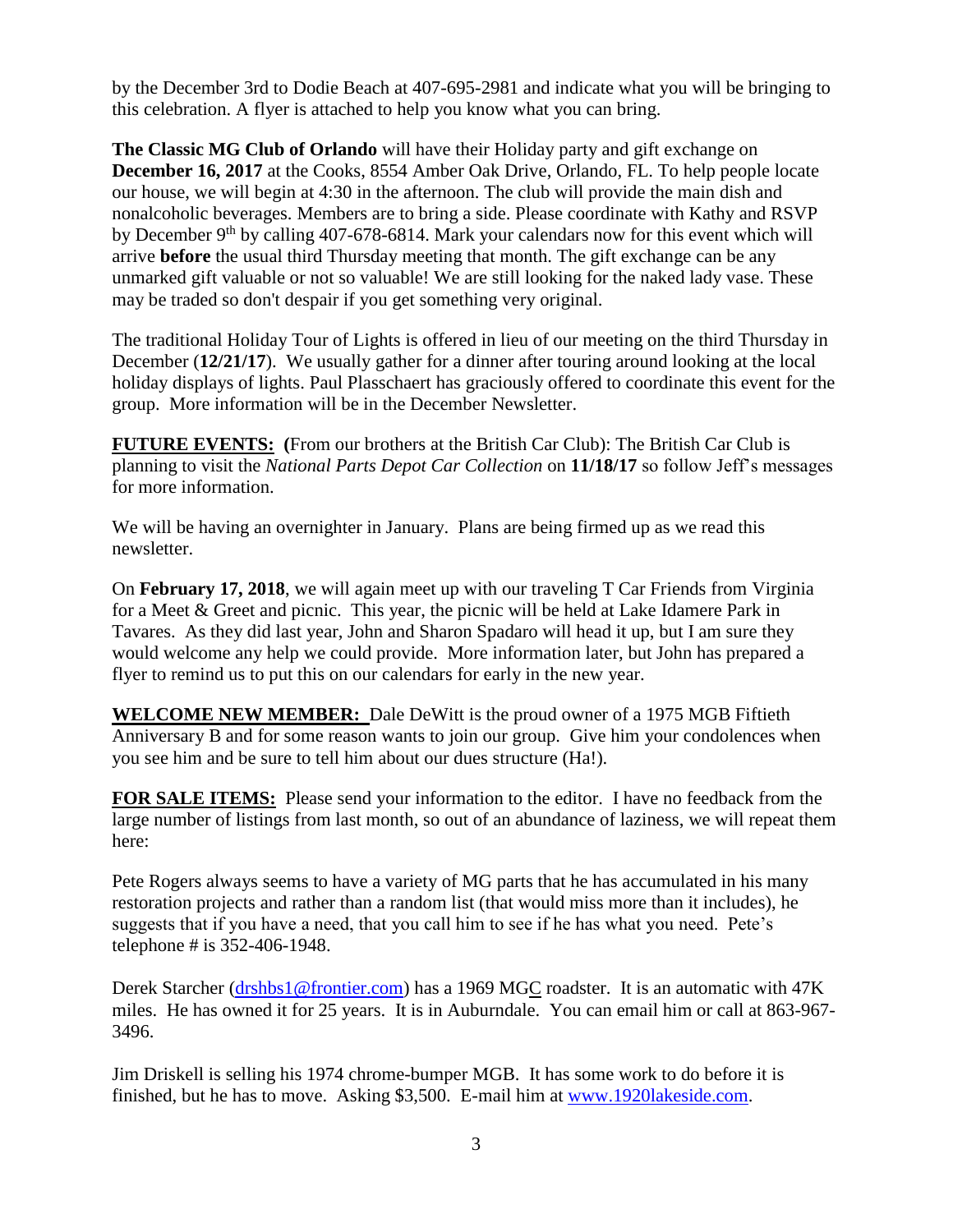by the December 3rd to Dodie Beach at 407-695-2981 and indicate what you will be bringing to this celebration. A flyer is attached to help you know what you can bring.

**The Classic MG Club of Orlando** will have their Holiday party and gift exchange on **December 16, 2017** at the Cooks, 8554 Amber Oak Drive, Orlando, FL. To help people locate our house, we will begin at 4:30 in the afternoon. The club will provide the main dish and nonalcoholic beverages. Members are to bring a side. Please coordinate with Kathy and RSVP by December 9th by calling 407-678-6814. Mark your calendars now for this event which will arrive **before** the usual third Thursday meeting that month. The gift exchange can be any unmarked gift valuable or not so valuable! We are still looking for the naked lady vase. These may be traded so don't despair if you get something very original.

The traditional Holiday Tour of Lights is offered in lieu of our meeting on the third Thursday in December (**12/21/17**). We usually gather for a dinner after touring around looking at the local holiday displays of lights. Paul Plasschaert has graciously offered to coordinate this event for the group. More information will be in the December Newsletter.

**FUTURE EVENTS: (**From our brothers at the British Car Club): The British Car Club is planning to visit the *National Parts Depot Car Collection* on **11/18/17** so follow Jeff's messages for more information.

We will be having an overnighter in January. Plans are being firmed up as we read this newsletter.

On **February 17, 2018**, we will again meet up with our traveling T Car Friends from Virginia for a Meet & Greet and picnic. This year, the picnic will be held at Lake Idamere Park in Tavares. As they did last year, John and Sharon Spadaro will head it up, but I am sure they would welcome any help we could provide. More information later, but John has prepared a flyer to remind us to put this on our calendars for early in the new year.

**WELCOME NEW MEMBER:** Dale DeWitt is the proud owner of a 1975 MGB Fiftieth Anniversary B and for some reason wants to join our group. Give him your condolences when you see him and be sure to tell him about our dues structure (Ha!).

**FOR SALE ITEMS:** Please send your information to the editor. I have no feedback from the large number of listings from last month, so out of an abundance of laziness, we will repeat them here:

Pete Rogers always seems to have a variety of MG parts that he has accumulated in his many restoration projects and rather than a random list (that would miss more than it includes), he suggests that if you have a need, that you call him to see if he has what you need. Pete's telephone # is 352-406-1948.

Derek Starcher (drshbs1@frontier.com) has a 1969 MGC roadster. It is an automatic with 47K miles. He has owned it for 25 years. It is in Auburndale. You can email him or call at 863-967-3496.

Jim Driskell is selling his 1974 chrome-bumper MGB. It has some work to do before it is finished, but he has to move. Asking $3,500. E-mail him at www.1920lakeside.com.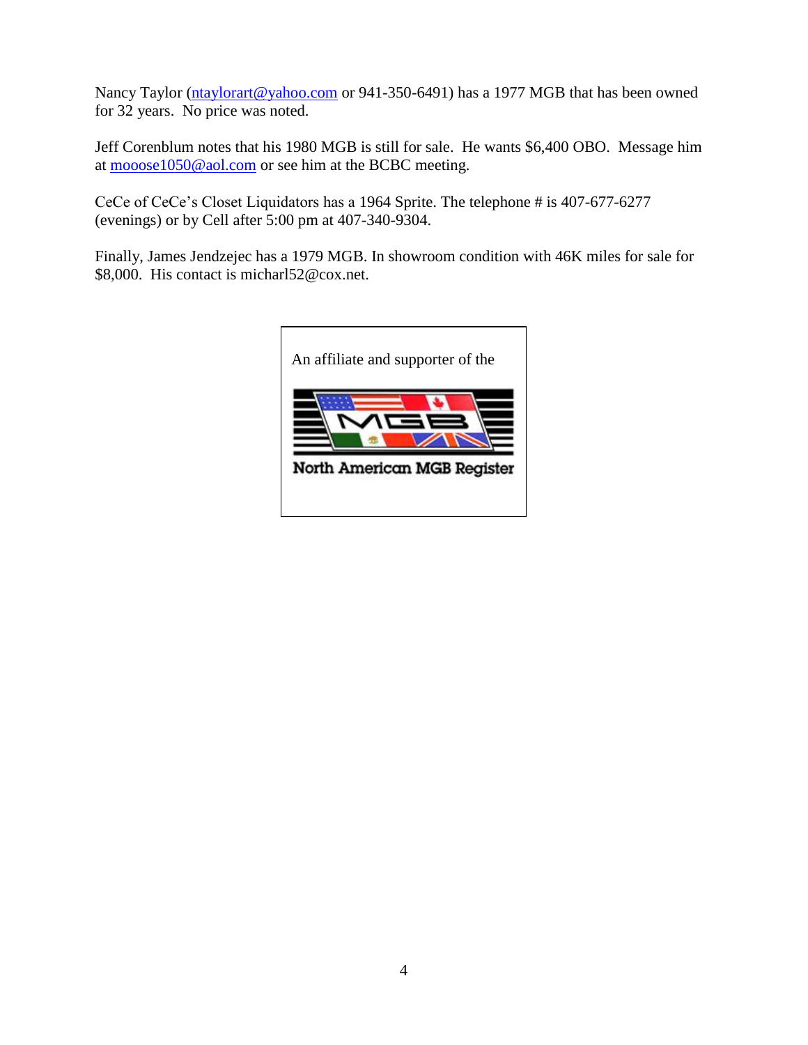Nancy Taylor (ntaylorart@yahoo.com or 941-350-6491) has a 1977 MGB that has been owned for 32 years. No price was noted.

Jeff Corenblum notes that his 1980 MGB is still for sale. He wants $6,400 OBO. Message him at mooose1050@aol.com or see him at the BCBC meeting.

CeCe of CeCe's Closet Liquidators has a 1964 Sprite. The telephone # is 407-677-6277 (evenings) or by Cell after 5:00 pm at 407-340-9304.

Finally, James Jendzejec has a 1979 MGB. In showroom condition with 46K miles for sale for $8,000. His contact is micharl52@cox.net.

An affiliate and supporter of the

MGB

North American MGB Register